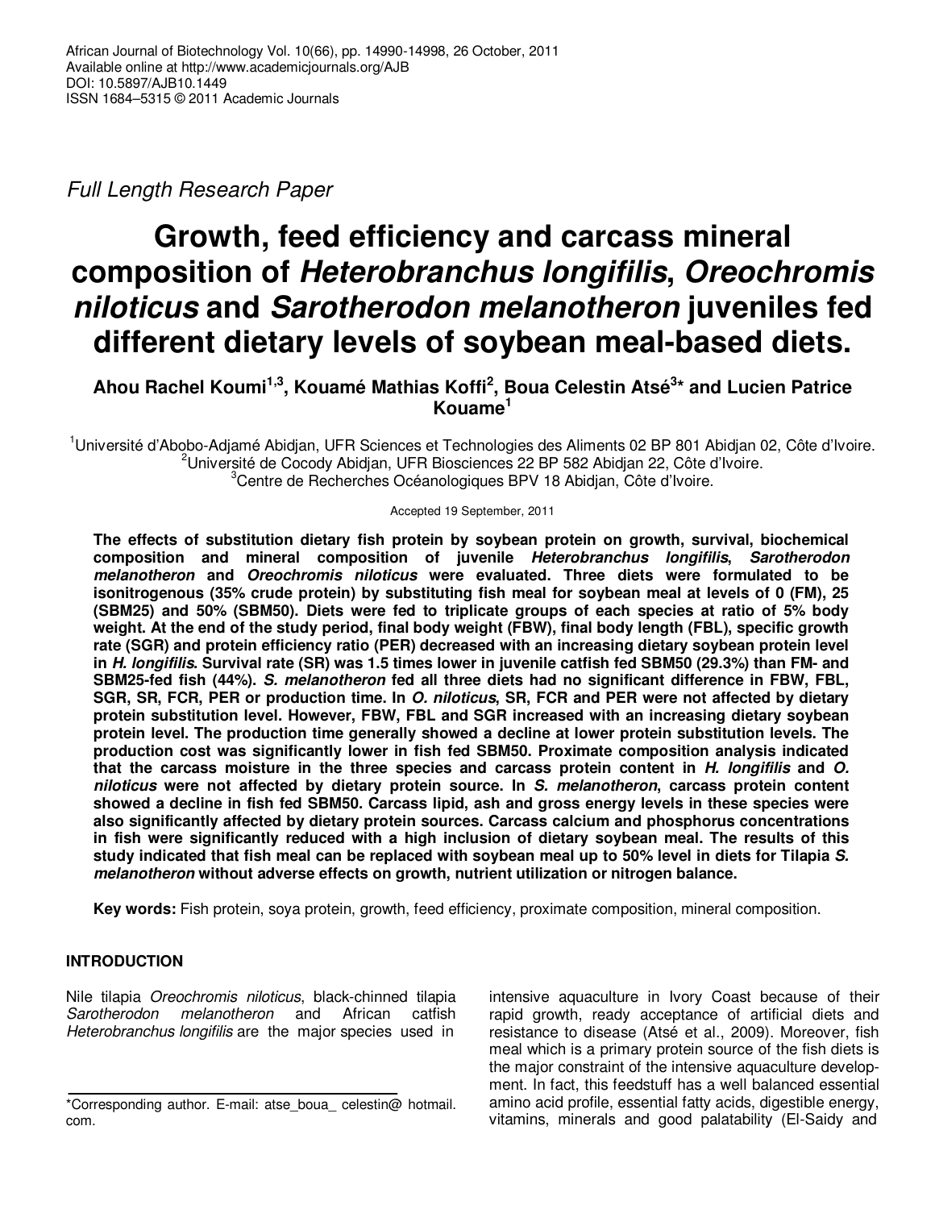African Journal of Biotechnology Vol. 10(66), pp. 14990-14998, 26 October, 2011
Available online at http://www.academicjournals.org/AJB
DOI: 10.5897/AJB10.1449
ISSN 1684–5315 © 2011 Academic Journals

*Full Length Research Paper*

# Growth, feed efficiency and carcass mineral composition of *Heterobranchus longifilis*, *Oreochromis niloticus* and *Sarotherodon melanotheron* juveniles fed different dietary levels of soybean meal-based diets.

**Ahou Rachel Koumi[1,3], Kouamé Mathias Koffi[2], Boua Celestin Atsé[3]* and Lucien Patrice Kouame[1]**

[1]Université d'Abobo-Adjamé Abidjan, UFR Sciences et Technologies des Aliments 02 BP 801 Abidjan 02, Côte d'Ivoire.
[2]Université de Cocody Abidjan, UFR Biosciences 22 BP 582 Abidjan 22, Côte d'Ivoire.
[3]Centre de Recherches Océanologiques BPV 18 Abidjan, Côte d'Ivoire.

Accepted 19 September, 2011

**The effects of substitution dietary fish protein by soybean protein on growth, survival, biochemical composition and mineral composition of juvenile *Heterobranchus longifilis*, *Sarotherodon melanotheron* and *Oreochromis niloticus* were evaluated. Three diets were formulated to be isonitrogenous (35% crude protein) by substituting fish meal for soybean meal at levels of 0 (FM), 25 (SBM25) and 50% (SBM50). Diets were fed to triplicate groups of each species at ratio of 5% body weight. At the end of the study period, final body weight (FBW), final body length (FBL), specific growth rate (SGR) and protein efficiency ratio (PER) decreased with an increasing dietary soybean protein level in *H. longifilis*. Survival rate (SR) was 1.5 times lower in juvenile catfish fed SBM50 (29.3%) than FM- and SBM25-fed fish (44%). *S. melanotheron* fed all three diets had no significant difference in FBW, FBL, SGR, SR, FCR, PER or production time. In *O. niloticus*, SR, FCR and PER were not affected by dietary protein substitution level. However, FBW, FBL and SGR increased with an increasing dietary soybean protein level. The production time generally showed a decline at lower protein substitution levels. The production cost was significantly lower in fish fed SBM50. Proximate composition analysis indicated that the carcass moisture in the three species and carcass protein content in *H. longifilis* and *O. niloticus* were not affected by dietary protein source. In *S. melanotheron*, carcass protein content showed a decline in fish fed SBM50. Carcass lipid, ash and gross energy levels in these species were also significantly affected by dietary protein sources. Carcass calcium and phosphorus concentrations in fish were significantly reduced with a high inclusion of dietary soybean meal. The results of this study indicated that fish meal can be replaced with soybean meal up to 50% level in diets for Tilapia *S. melanotheron* without adverse effects on growth, nutrient utilization or nitrogen balance.**

**Key words:** Fish protein, soya protein, growth, feed efficiency, proximate composition, mineral composition.

## INTRODUCTION

Nile tilapia *Oreochromis niloticus*, black-chinned tilapia *Sarotherodon melanotheron* and African catfish *Heterobranchus longifilis* are the major species used in intensive aquaculture in Ivory Coast because of their rapid growth, ready acceptance of artificial diets and resistance to disease (Atsé et al., 2009). Moreover, fish meal which is a primary protein source of the fish diets is the major constraint of the intensive aquaculture development. In fact, this feedstuff has a well balanced essential amino acid profile, essential fatty acids, digestible energy, vitamins, minerals and good palatability (El-Saidy and

*Corresponding author. E-mail: atse_boua_ celestin@ hotmail. com.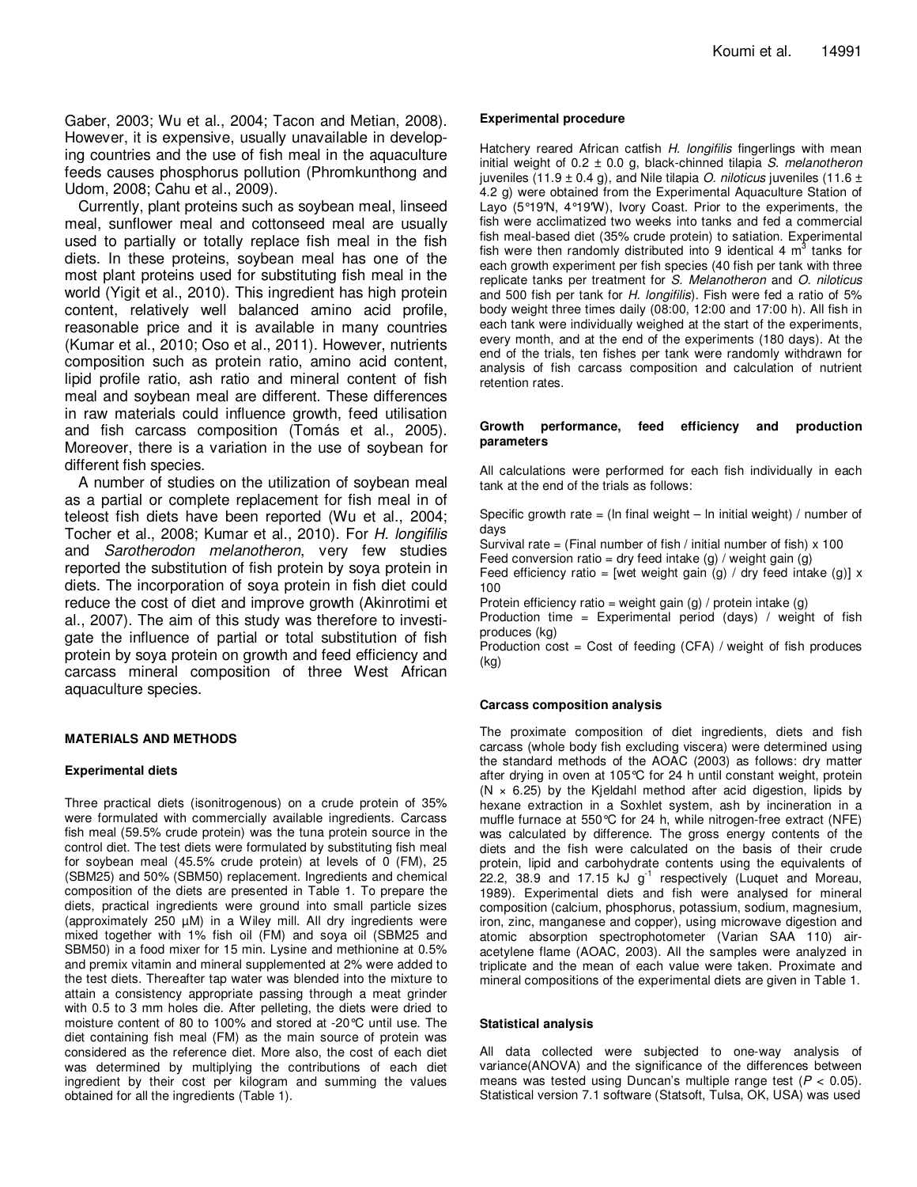Gaber, 2003; Wu et al., 2004; Tacon and Metian, 2008). However, it is expensive, usually unavailable in developing countries and the use of fish meal in the aquaculture feeds causes phosphorus pollution (Phromkunthong and Udom, 2008; Cahu et al., 2009).

Currently, plant proteins such as soybean meal, linseed meal, sunflower meal and cottonseed meal are usually used to partially or totally replace fish meal in the fish diets. In these proteins, soybean meal has one of the most plant proteins used for substituting fish meal in the world (Yigit et al., 2010). This ingredient has high protein content, relatively well balanced amino acid profile, reasonable price and it is available in many countries (Kumar et al., 2010; Oso et al., 2011). However, nutrients composition such as protein ratio, amino acid content, lipid profile ratio, ash ratio and mineral content of fish meal and soybean meal are different. These differences in raw materials could influence growth, feed utilisation and fish carcass composition (Tomás et al., 2005). Moreover, there is a variation in the use of soybean for different fish species.

A number of studies on the utilization of soybean meal as a partial or complete replacement for fish meal in of teleost fish diets have been reported (Wu et al., 2004; Tocher et al., 2008; Kumar et al., 2010). For *H. longifilis* and *Sarotherodon melanotheron*, very few studies reported the substitution of fish protein by soya protein in diets. The incorporation of soya protein in fish diet could reduce the cost of diet and improve growth (Akinrotimi et al., 2007). The aim of this study was therefore to investigate the influence of partial or total substitution of fish protein by soya protein on growth and feed efficiency and carcass mineral composition of three West African aquaculture species.

## MATERIALS AND METHODS

### Experimental diets

Three practical diets (isonitrogenous) on a crude protein of 35% were formulated with commercially available ingredients. Carcass fish meal (59.5% crude protein) was the tuna protein source in the control diet. The test diets were formulated by substituting fish meal for soybean meal (45.5% crude protein) at levels of 0 (FM), 25 (SBM25) and 50% (SBM50) replacement. Ingredients and chemical composition of the diets are presented in Table 1. To prepare the diets, practical ingredients were ground into small particle sizes (approximately 250 µM) in a Wiley mill. All dry ingredients were mixed together with 1% fish oil (FM) and soya oil (SBM25 and SBM50) in a food mixer for 15 min. Lysine and methionine at 0.5% and premix vitamin and mineral supplemented at 2% were added to the test diets. Thereafter tap water was blended into the mixture to attain a consistency appropriate passing through a meat grinder with 0.5 to 3 mm holes die. After pelleting, the diets were dried to moisture content of 80 to 100% and stored at -20°C until use. The diet containing fish meal (FM) as the main source of protein was considered as the reference diet. More also, the cost of each diet was determined by multiplying the contributions of each diet ingredient by their cost per kilogram and summing the values obtained for all the ingredients (Table 1).

### Experimental procedure

Hatchery reared African catfish *H. longifilis* fingerlings with mean initial weight of 0.2 ± 0.0 g, black-chinned tilapia *S. melanotheron* juveniles (11.9 ± 0.4 g), and Nile tilapia *O. niloticus* juveniles (11.6 ± 4.2 g) were obtained from the Experimental Aquaculture Station of Layo (5°19′N, 4°19′W), Ivory Coast. Prior to the experiments, the fish were acclimatized two weeks into tanks and fed a commercial fish meal-based diet (35% crude protein) to satiation. Experimental fish were then randomly distributed into 9 identical 4 $m^3$ tanks for each growth experiment per fish species (40 fish per tank with three replicate tanks per treatment for *S. Melanotheron* and *O. niloticus* and 500 fish per tank for *H. longifilis*). Fish were fed a ratio of 5% body weight three times daily (08:00, 12:00 and 17:00 h). All fish in each tank were individually weighed at the start of the experiments, every month, and at the end of the experiments (180 days). At the end of the trials, ten fishes per tank were randomly withdrawn for analysis of fish carcass composition and calculation of nutrient retention rates.

### Growth performance, feed efficiency and production parameters

All calculations were performed for each fish individually in each tank at the end of the trials as follows:

Specific growth rate = (ln final weight – ln initial weight) / number of days  
Survival rate = (Final number of fish / initial number of fish) x 100  
Feed conversion ratio = dry feed intake (g) / weight gain (g)  
Feed efficiency ratio = [wet weight gain (g) / dry feed intake (g)] x 100  
Protein efficiency ratio = weight gain (g) / protein intake (g)  
Production time = Experimental period (days) / weight of fish produces (kg)  
Production cost = Cost of feeding (CFA) / weight of fish produces (kg)

### Carcass composition analysis

The proximate composition of diet ingredients, diets and fish carcass (whole body fish excluding viscera) were determined using the standard methods of the AOAC (2003) as follows: dry matter after drying in oven at 105°C for 24 h until constant weight, protein (N × 6.25) by the Kjeldahl method after acid digestion, lipids by hexane extraction in a Soxhlet system, ash by incineration in a muffle furnace at 550°C for 24 h, while nitrogen-free extract (NFE) was calculated by difference. The gross energy contents of the diets and the fish were calculated on the basis of their crude protein, lipid and carbohydrate contents using the equivalents of 22.2, 38.9 and 17.15 kJ $g^{-1}$ respectively (Luquet and Moreau, 1989). Experimental diets and fish were analysed for mineral composition (calcium, phosphorus, potassium, sodium, magnesium, iron, zinc, manganese and copper), using microwave digestion and atomic absorption spectrophotometer (Varian SAA 110) air-acetylene flame (AOAC, 2003). All the samples were analyzed in triplicate and the mean of each value were taken. Proximate and mineral compositions of the experimental diets are given in Table 1.

### Statistical analysis

All data collected were subjected to one-way analysis of variance(ANOVA) and the significance of the differences between means was tested using Duncan's multiple range test ($P < 0.05$). Statistical version 7.1 software (Statsoft, Tulsa, OK, USA) was used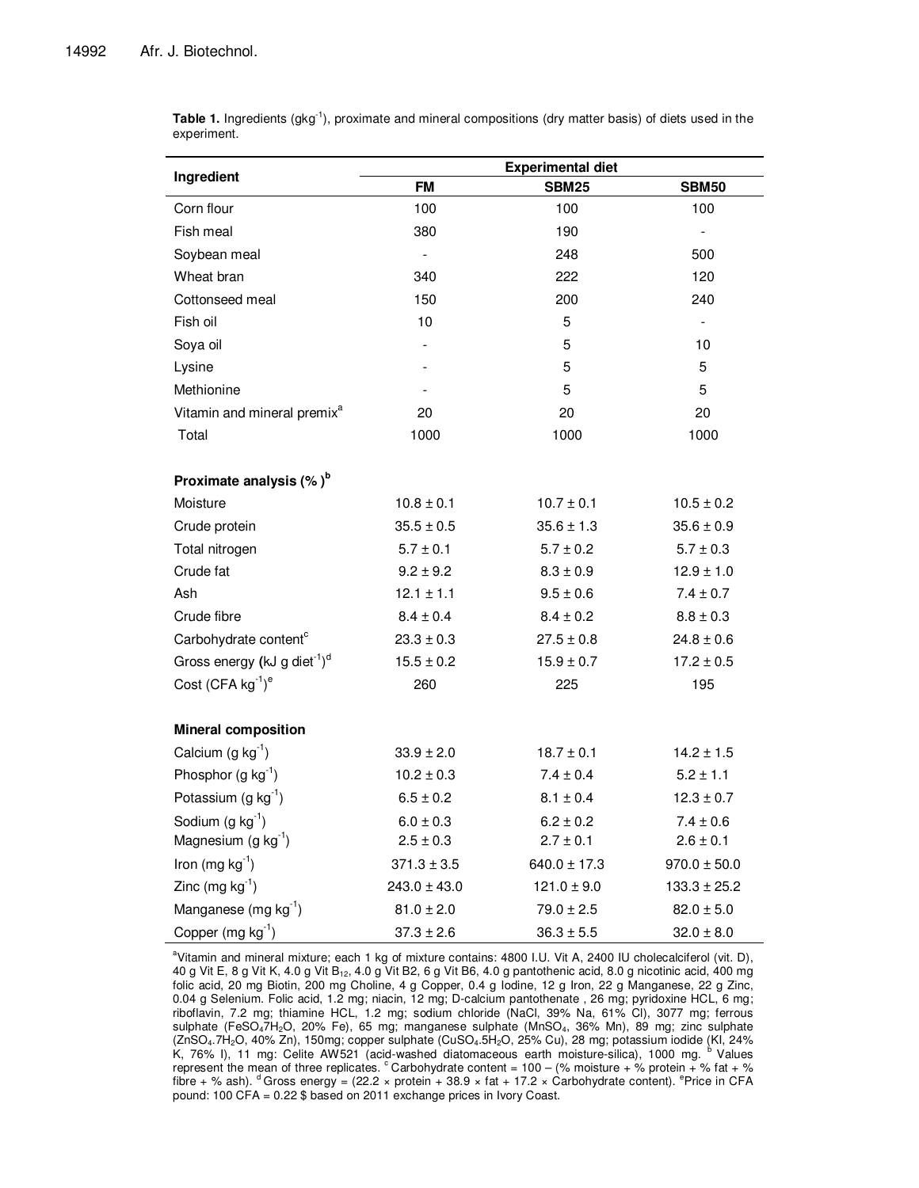**Table 1.** Ingredients (gkg[-1]), proximate and mineral compositions (dry matter basis) of diets used in the experiment.

| Ingredient | Experimental diet | | |
|---|---|---|---|
| | FM | SBM25 | SBM50 |
| Corn flour | 100 | 100 | 100 |
| Fish meal | 380 | 190 | - |
| Soybean meal | - | 248 | 500 |
| Wheat bran | 340 | 222 | 120 |
| Cottonseed meal | 150 | 200 | 240 |
| Fish oil | 10 | 5 | - |
| Soya oil | - | 5 | 10 |
| Lysine | - | 5 | 5 |
| Methionine | - | 5 | 5 |
| Vitamin and mineral premix[a] | 20 | 20 | 20 |
| Total | 1000 | 1000 | 1000 |
| **Proximate analysis (%)[b]** | | | |
| Moisture | 10.8 ± 0.1 | 10.7 ± 0.1 | 10.5 ± 0.2 |
| Crude protein | 35.5 ± 0.5 | 35.6 ± 1.3 | 35.6 ± 0.9 |
| Total nitrogen | 5.7 ± 0.1 | 5.7 ± 0.2 | 5.7 ± 0.3 |
| Crude fat | 9.2 ± 9.2 | 8.3 ± 0.9 | 12.9 ± 1.0 |
| Ash | 12.1 ± 1.1 | 9.5 ± 0.6 | 7.4 ± 0.7 |
| Crude fibre | 8.4 ± 0.4 | 8.4 ± 0.2 | 8.8 ± 0.3 |
| Carbohydrate content[c] | 23.3 ± 0.3 | 27.5 ± 0.8 | 24.8 ± 0.6 |
| Gross energy (kJ g diet[-1])[d] | 15.5 ± 0.2 | 15.9 ± 0.7 | 17.2 ± 0.5 |
| Cost (CFA kg[-1])[e] | 260 | 225 | 195 |
| **Mineral composition** | | | |
| Calcium (g kg[-1]) | 33.9 ± 2.0 | 18.7 ± 0.1 | 14.2 ± 1.5 |
| Phosphor (g kg[-1]) | 10.2 ± 0.3 | 7.4 ± 0.4 | 5.2 ± 1.1 |
| Potassium (g kg[-1]) | 6.5 ± 0.2 | 8.1 ± 0.4 | 12.3 ± 0.7 |
| Sodium (g kg[-1]) | 6.0 ± 0.3 | 6.2 ± 0.2 | 7.4 ± 0.6 |
| Magnesium (g kg[-1]) | 2.5 ± 0.3 | 2.7 ± 0.1 | 2.6 ± 0.1 |
| Iron (mg kg[-1]) | 371.3 ± 3.5 | 640.0 ± 17.3 | 970.0 ± 50.0 |
| Zinc (mg kg[-1]) | 243.0 ± 43.0 | 121.0 ± 9.0 | 133.3 ± 25.2 |
| Manganese (mg kg[-1]) | 81.0 ± 2.0 | 79.0 ± 2.5 | 82.0 ± 5.0 |
| Copper (mg kg[-1]) | 37.3 ± 2.6 | 36.3 ± 5.5 | 32.0 ± 8.0 |

[a]Vitamin and mineral mixture; each 1 kg of mixture contains: 4800 I.U. Vit A, 2400 IU cholecalciferol (vit. D), 40 g Vit E, 8 g Vit K, 4.0 g Vit $B_{12}$, 4.0 g Vit B2, 6 g Vit B6, 4.0 g pantothenic acid, 8.0 g nicotinic acid, 400 mg folic acid, 20 mg Biotin, 200 mg Choline, 4 g Copper, 0.4 g Iodine, 12 g Iron, 22 g Manganese, 22 g Zinc, 0.04 g Selenium. Folic acid, 1.2 mg; niacin, 12 mg; D-calcium pantothenate , 26 mg; pyridoxine HCL, 6 mg; riboflavin, 7.2 mg; thiamine HCL, 1.2 mg; sodium chloride (NaCl, 39% Na, 61% Cl), 3077 mg; ferrous sulphate ($FeSO_4 7H_2O$, 20% Fe), 65 mg; manganese sulphate ($MnSO_4$, 36% Mn), 89 mg; zinc sulphate ($ZnSO_4.7H_2O$, 40% Zn), 150mg; copper sulphate ($CuSO_4.5H_2O$, 25% Cu), 28 mg; potassium iodide (KI, 24% K, 76% I), 11 mg: Celite AW521 (acid-washed diatomaceous earth moisture-silica), 1000 mg. [b] Values represent the mean of three replicates. [c] Carbohydrate content = 100 – (% moisture + % protein + % fat + % fibre + % ash). [d] Gross energy = (22.2 × protein + 38.9 × fat + 17.2 × Carbohydrate content). [e]Price in CFA pound: 100 CFA = 0.22 $ based on 2011 exchange prices in Ivory Coast.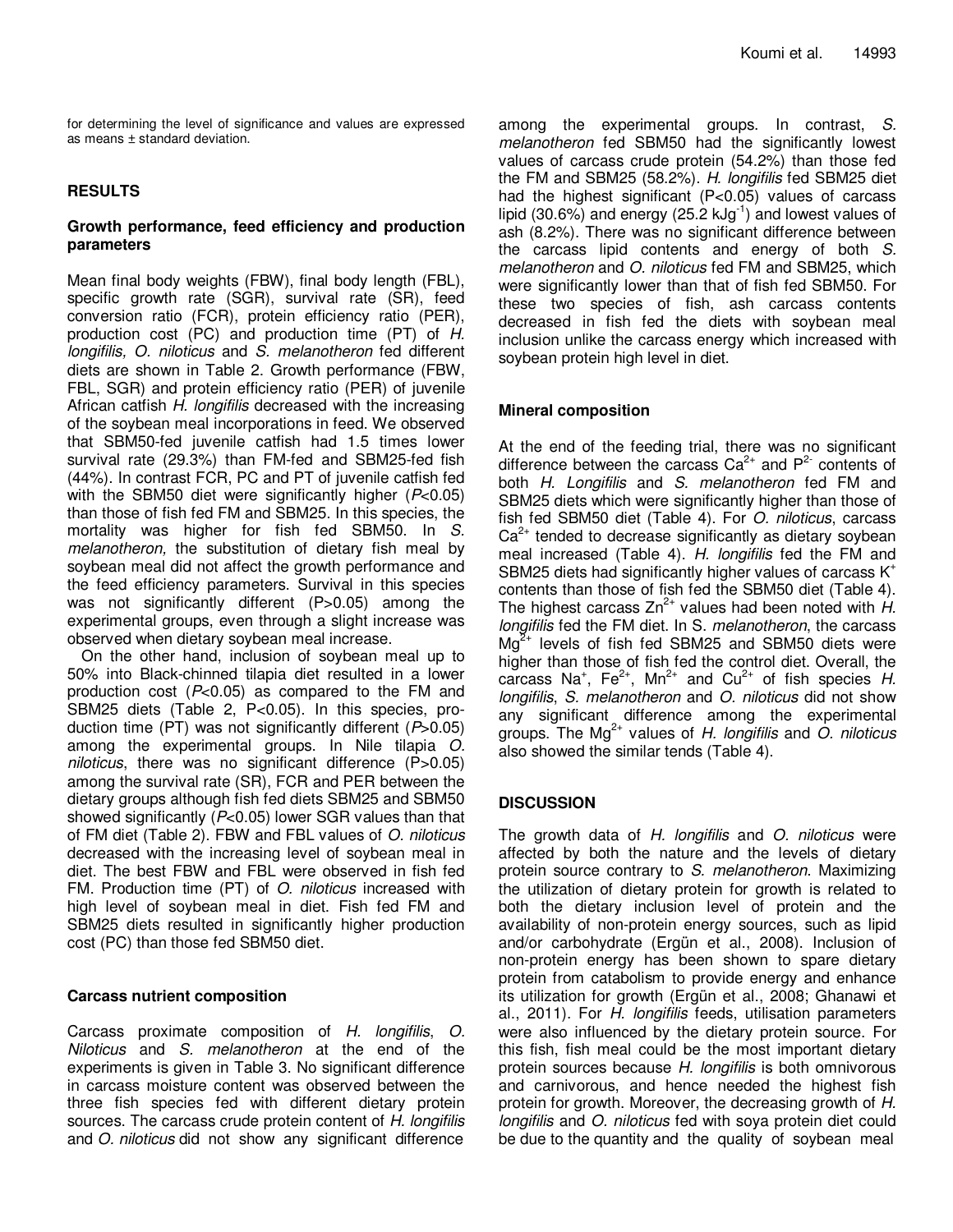for determining the level of significance and values are expressed as means ± standard deviation.

## RESULTS

### Growth performance, feed efficiency and production parameters

Mean final body weights (FBW), final body length (FBL), specific growth rate (SGR), survival rate (SR), feed conversion ratio (FCR), protein efficiency ratio (PER), production cost (PC) and production time (PT) of *H. longifilis, O. niloticus* and *S. melanotheron* fed different diets are shown in Table 2. Growth performance (FBW, FBL, SGR) and protein efficiency ratio (PER) of juvenile African catfish *H. longifilis* decreased with the increasing of the soybean meal incorporations in feed. We observed that SBM50-fed juvenile catfish had 1.5 times lower survival rate (29.3%) than FM-fed and SBM25-fed fish (44%). In contrast FCR, PC and PT of juvenile catfish fed with the SBM50 diet were significantly higher ($P<0.05$) than those of fish fed FM and SBM25. In this species, the mortality was higher for fish fed SBM50. In *S. melanotheron,* the substitution of dietary fish meal by soybean meal did not affect the growth performance and the feed efficiency parameters. Survival in this species was not significantly different ($P>0.05$) among the experimental groups, even through a slight increase was observed when dietary soybean meal increase.

On the other hand, inclusion of soybean meal up to 50% into Black-chinned tilapia diet resulted in a lower production cost ($P<0.05$) as compared to the FM and SBM25 diets (Table 2, $P<0.05$). In this species, production time (PT) was not significantly different ($P>0.05$) among the experimental groups. In Nile tilapia *O. niloticus*, there was no significant difference ($P>0.05$) among the survival rate (SR), FCR and PER between the dietary groups although fish fed diets SBM25 and SBM50 showed significantly ($P<0.05$) lower SGR values than that of FM diet (Table 2). FBW and FBL values of *O. niloticus* decreased with the increasing level of soybean meal in diet. The best FBW and FBL were observed in fish fed FM. Production time (PT) of *O. niloticus* increased with high level of soybean meal in diet. Fish fed FM and SBM25 diets resulted in significantly higher production cost (PC) than those fed SBM50 diet.

### Carcass nutrient composition

Carcass proximate composition of *H. longifilis*, *O. Niloticus* and *S. melanotheron* at the end of the experiments is given in Table 3. No significant difference in carcass moisture content was observed between the three fish species fed with different dietary protein sources. The carcass crude protein content of *H. longifilis* and *O. niloticus* did not show any significant difference among the experimental groups. In contrast, *S. melanotheron* fed SBM50 had the significantly lowest values of carcass crude protein (54.2%) than those fed the FM and SBM25 (58.2%). *H. longifilis* fed SBM25 diet had the highest significant ($P<0.05$) values of carcass lipid (30.6%) and energy (25.2 $kJg^{-1}$) and lowest values of ash (8.2%). There was no significant difference between the carcass lipid contents and energy of both *S. melanotheron* and *O. niloticus* fed FM and SBM25, which were significantly lower than that of fish fed SBM50. For these two species of fish, ash carcass contents decreased in fish fed the diets with soybean meal inclusion unlike the carcass energy which increased with soybean protein high level in diet.

### Mineral composition

At the end of the feeding trial, there was no significant difference between the carcass $Ca^{2+}$ and $P^{2-}$ contents of both *H. Longifilis* and *S. melanotheron* fed FM and SBM25 diets which were significantly higher than those of fish fed SBM50 diet (Table 4). For *O. niloticus*, carcass $Ca^{2+}$ tended to decrease significantly as dietary soybean meal increased (Table 4). *H. longifilis* fed the FM and SBM25 diets had significantly higher values of carcass $K^{+}$ contents than those of fish fed the SBM50 diet (Table 4). The highest carcass $Zn^{2+}$ values had been noted with *H. longifilis* fed the FM diet. In S. *melanotheron*, the carcass $Mg^{2+}$ levels of fish fed SBM25 and SBM50 diets were higher than those of fish fed the control diet. Overall, the carcass $Na^{+}$, $Fe^{2+}$, $Mn^{2+}$ and $Cu^{2+}$ of fish species *H. longifilis*, *S. melanotheron* and *O. niloticus* did not show any significant difference among the experimental groups. The $Mg^{2+}$ values of *H. longifilis* and *O. niloticus* also showed the similar tends (Table 4).

## DISCUSSION

The growth data of *H. longifilis* and *O. niloticus* were affected by both the nature and the levels of dietary protein source contrary to *S. melanotheron*. Maximizing the utilization of dietary protein for growth is related to both the dietary inclusion level of protein and the availability of non-protein energy sources, such as lipid and/or carbohydrate (Ergün et al., 2008). Inclusion of non-protein energy has been shown to spare dietary protein from catabolism to provide energy and enhance its utilization for growth (Ergün et al., 2008; Ghanawi et al., 2011). For *H. longifilis* feeds, utilisation parameters were also influenced by the dietary protein source. For this fish, fish meal could be the most important dietary protein sources because *H. longifilis* is both omnivorous and carnivorous, and hence needed the highest fish protein for growth. Moreover, the decreasing growth of *H. longifilis* and *O. niloticus* fed with soya protein diet could be due to the quantity and the quality of soybean meal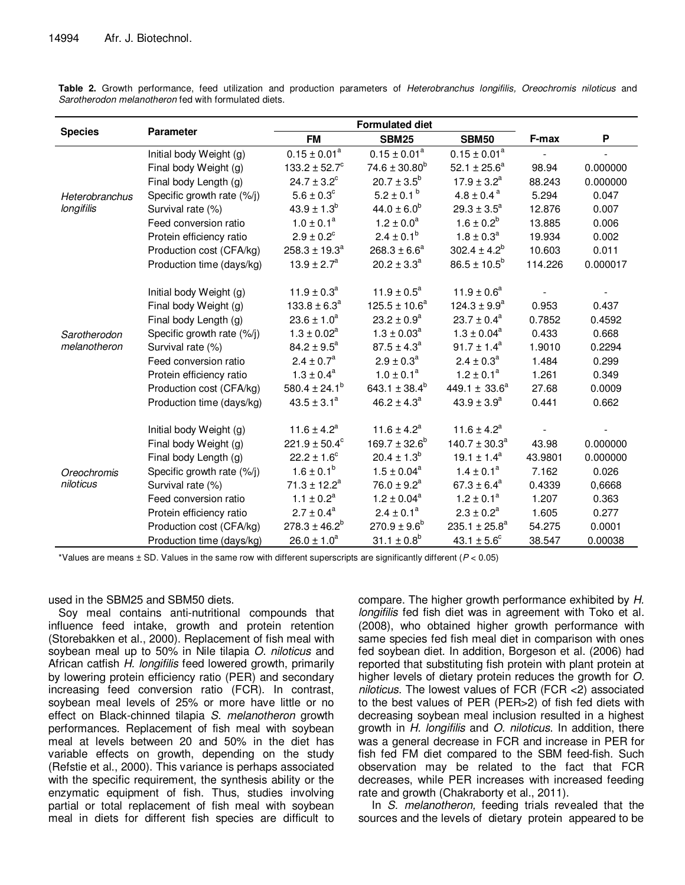**Table 2.** Growth performance, feed utilization and production parameters of *Heterobranchus longifilis, Oreochromis niloticus* and *Sarotherodon melanotheron* fed with formulated diets.

| Species | Parameter | Formulated diet | | | F-max | P |
|---|---|---|---|---|---|---|
| | | FM | SBM25 | SBM50 | | |
| *Heterobranchus longifilis* | Initial body Weight (g) | $0.15 \pm 0.01^{a}$ | $0.15 \pm 0.01^{a}$ | $0.15 \pm 0.01^{a}$ | - | - |
| | Final body Weight (g) | $133.2 \pm 52.7^{c}$ | $74.6 \pm 30.80^{b}$ | $52.1 \pm 25.6^{a}$ | 98.94 | 0.000000 |
| | Final body Length (g) | $24.7 \pm 3.2^{c}$ | $20.7 \pm 3.5^{b}$ | $17.9 \pm 3.2^{a}$ | 88.243 | 0.000000 |
| | Specific growth rate (%/j) | $5.6 \pm 0.3^{c}$ | $5.2 \pm 0.1^{b}$ | $4.8 \pm 0.4^{a}$ | 5.294 | 0.047 |
| | Survival rate (%) | $43.9 \pm 1.3^{b}$ | $44.0 \pm 6.0^{b}$ | $29.3 \pm 3.5^{a}$ | 12.876 | 0.007 |
| | Feed conversion ratio | $1.0 \pm 0.1^{a}$ | $1.2 \pm 0.0^{a}$ | $1.6 \pm 0.2^{b}$ | 13.885 | 0.006 |
| | Protein efficiency ratio | $2.9 \pm 0.2^{c}$ | $2.4 \pm 0.1^{b}$ | $1.8 \pm 0.3^{a}$ | 19.934 | 0.002 |
| | Production cost (CFA/kg) | $258.3 \pm 19.3^{a}$ | $268.3 \pm 6.6^{a}$ | $302.4 \pm 4.2^{b}$ | 10.603 | 0.011 |
| | Production time (days/kg) | $13.9 \pm 2.7^{a}$ | $20.2 \pm 3.3^{a}$ | $86.5 \pm 10.5^{b}$ | 114.226 | 0.000017 |
| *Sarotherodon melanotheron* | Initial body Weight (g) | $11.9 \pm 0.3^{a}$ | $11.9 \pm 0.5^{a}$ | $11.9 \pm 0.6^{a}$ | - | - |
| | Final body Weight (g) | $133.8 \pm 6.3^{a}$ | $125.5 \pm 10.6^{a}$ | $124.3 \pm 9.9^{a}$ | 0.953 | 0.437 |
| | Final body Length (g) | $23.6 \pm 1.0^{a}$ | $23.2 \pm 0.9^{a}$ | $23.7 \pm 0.4^{a}$ | 0.7852 | 0.4592 |
| | Specific growth rate (%/j) | $1.3 \pm 0.02^{a}$ | $1.3 \pm 0.03^{a}$ | $1.3 \pm 0.04^{a}$ | 0.433 | 0.668 |
| | Survival rate (%) | $84.2 \pm 9.5^{a}$ | $87.5 \pm 4.3^{a}$ | $91.7 \pm 1.4^{a}$ | 1.9010 | 0.2294 |
| | Feed conversion ratio | $2.4 \pm 0.7^{a}$ | $2.9 \pm 0.3^{a}$ | $2.4 \pm 0.3^{a}$ | 1.484 | 0.299 |
| | Protein efficiency ratio | $1.3 \pm 0.4^{a}$ | $1.0 \pm 0.1^{a}$ | $1.2 \pm 0.1^{a}$ | 1.261 | 0.349 |
| | Production cost (CFA/kg) | $580.4 \pm 24.1^{b}$ | $643.1 \pm 38.4^{b}$ | $449.1 \pm 33.6^{a}$ | 27.68 | 0.0009 |
| | Production time (days/kg) | $43.5 \pm 3.1^{a}$ | $46.2 \pm 4.3^{a}$ | $43.9 \pm 3.9^{a}$ | 0.441 | 0.662 |
| *Oreochromis niloticus* | Initial body Weight (g) | $11.6 \pm 4.2^{a}$ | $11.6 \pm 4.2^{a}$ | $11.6 \pm 4.2^{a}$ | - | - |
| | Final body Weight (g) | $221.9 \pm 50.4^{c}$ | $169.7 \pm 32.6^{b}$ | $140.7 \pm 30.3^{a}$ | 43.98 | 0.000000 |
| | Final body Length (g) | $22.2 \pm 1.6^{c}$ | $20.4 \pm 1.3^{b}$ | $19.1 \pm 1.4^{a}$ | 43.9801 | 0.000000 |
| | Specific growth rate (%/j) | $1.6 \pm 0.1^{b}$ | $1.5 \pm 0.04^{a}$ | $1.4 \pm 0.1^{a}$ | 7.162 | 0.026 |
| | Survival rate (%) | $71.3 \pm 12.2^{a}$ | $76.0 \pm 9.2^{a}$ | $67.3 \pm 6.4^{a}$ | 0.4339 | 0,6668 |
| | Feed conversion ratio | $1.1 \pm 0.2^{a}$ | $1.2 \pm 0.04^{a}$ | $1.2 \pm 0.1^{a}$ | 1.207 | 0.363 |
| | Protein efficiency ratio | $2.7 \pm 0.4^{a}$ | $2.4 \pm 0.1^{a}$ | $2.3 \pm 0.2^{a}$ | 1.605 | 0.277 |
| | Production cost (CFA/kg) | $278.3 \pm 46.2^{b}$ | $270.9 \pm 9.6^{b}$ | $235.1 \pm 25.8^{a}$ | 54.275 | 0.0001 |
| | Production time (days/kg) | $26.0 \pm 1.0^{a}$ | $31.1 \pm 0.8^{b}$ | $43.1 \pm 5.6^{c}$ | 38.547 | 0.00038 |

*Values are means ± SD. Values in the same row with different superscripts are significantly different ($P < 0.05$)

used in the SBM25 and SBM50 diets.

Soy meal contains anti-nutritional compounds that influence feed intake, growth and protein retention (Storebakken et al., 2000). Replacement of fish meal with soybean meal up to 50% in Nile tilapia *O. niloticus* and African catfish *H. longifilis* feed lowered growth, primarily by lowering protein efficiency ratio (PER) and secondary increasing feed conversion ratio (FCR). In contrast, soybean meal levels of 25% or more have little or no effect on Black-chinned tilapia *S. melanotheron* growth performances. Replacement of fish meal with soybean meal at levels between 20 and 50% in the diet has variable effects on growth, depending on the study (Refstie et al., 2000). This variance is perhaps associated with the specific requirement, the synthesis ability or the enzymatic equipment of fish. Thus, studies involving partial or total replacement of fish meal with soybean meal in diets for different fish species are difficult to compare. The higher growth performance exhibited by *H. longifilis* fed fish diet was in agreement with Toko et al. (2008), who obtained higher growth performance with same species fed fish meal diet in comparison with ones fed soybean diet. In addition, Borgeson et al. (2006) had reported that substituting fish protein with plant protein at higher levels of dietary protein reduces the growth for *O. niloticus*. The lowest values of FCR (FCR <2) associated to the best values of PER (PER>2) of fish fed diets with decreasing soybean meal inclusion resulted in a highest growth in *H. longifilis* and *O. niloticus*. In addition, there was a general decrease in FCR and increase in PER for fish fed FM diet compared to the SBM feed-fish. Such observation may be related to the fact that FCR decreases, while PER increases with increased feeding rate and growth (Chakraborty et al., 2011).

In *S. melanotheron,* feeding trials revealed that the sources and the levels of dietary protein appeared to be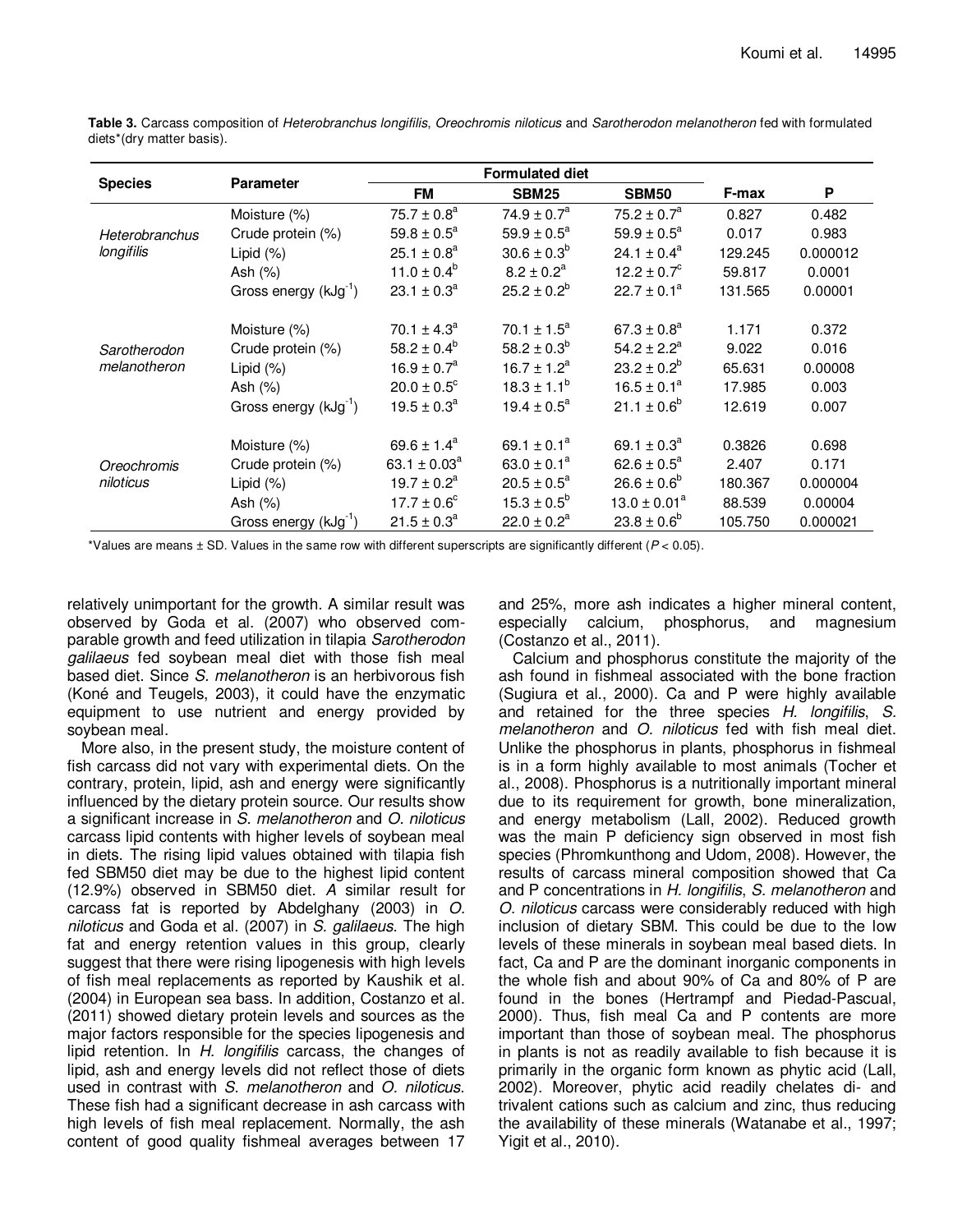**Table 3.** Carcass composition of *Heterobranchus longifilis*, *Oreochromis niloticus* and *Sarotherodon melanotheron* fed with formulated diets*(dry matter basis).

| Species | Parameter | Formulated diet | | | F-max | P |
|---|---|---|---|---|---|---|
| | | FM | SBM25 | SBM50 | | |
| *Heterobranchus longifilis* | Moisture (%) | $75.7 \pm 0.8^a$ | $74.9 \pm 0.7^a$ | $75.2 \pm 0.7^a$ | 0.827 | 0.482 |
| | Crude protein (%) | $59.8 \pm 0.5^a$ | $59.9 \pm 0.5^a$ | $59.9 \pm 0.5^a$ | 0.017 | 0.983 |
| | Lipid (%) | $25.1 \pm 0.8^a$ | $30.6 \pm 0.3^b$ | $24.1 \pm 0.4^a$ | 129.245 | 0.000012 |
| | Ash (%) | $11.0 \pm 0.4^b$ | $8.2 \pm 0.2^a$ | $12.2 \pm 0.7^c$ | 59.817 | 0.0001 |
| | Gross energy ($kJg^{-1}$) | $23.1 \pm 0.3^a$ | $25.2 \pm 0.2^b$ | $22.7 \pm 0.1^a$ | 131.565 | 0.00001 |
| *Sarotherodon melanotheron* | Moisture (%) | $70.1 \pm 4.3^a$ | $70.1 \pm 1.5^a$ | $67.3 \pm 0.8^a$ | 1.171 | 0.372 |
| | Crude protein (%) | $58.2 \pm 0.4^b$ | $58.2 \pm 0.3^b$ | $54.2 \pm 2.2^a$ | 9.022 | 0.016 |
| | Lipid (%) | $16.9 \pm 0.7^a$ | $16.7 \pm 1.2^a$ | $23.2 \pm 0.2^b$ | 65.631 | 0.00008 |
| | Ash (%) | $20.0 \pm 0.5^c$ | $18.3 \pm 1.1^b$ | $16.5 \pm 0.1^a$ | 17.985 | 0.003 |
| | Gross energy ($kJg^{-1}$) | $19.5 \pm 0.3^a$ | $19.4 \pm 0.5^a$ | $21.1 \pm 0.6^b$ | 12.619 | 0.007 |
| *Oreochromis niloticus* | Moisture (%) | $69.6 \pm 1.4^a$ | $69.1 \pm 0.1^a$ | $69.1 \pm 0.3^a$ | 0.3826 | 0.698 |
| | Crude protein (%) | $63.1 \pm 0.03^a$ | $63.0 \pm 0.1^a$ | $62.6 \pm 0.5^a$ | 2.407 | 0.171 |
| | Lipid (%) | $19.7 \pm 0.2^a$ | $20.5 \pm 0.5^a$ | $26.6 \pm 0.6^b$ | 180.367 | 0.000004 |
| | Ash (%) | $17.7 \pm 0.6^c$ | $15.3 \pm 0.5^b$ | $13.0 \pm 0.01^a$ | 88.539 | 0.00004 |
| | Gross energy ($kJg^{-1}$) | $21.5 \pm 0.3^a$ | $22.0 \pm 0.2^a$ | $23.8 \pm 0.6^b$ | 105.750 | 0.000021 |

*Values are means ± SD. Values in the same row with different superscripts are significantly different ($P < 0.05$).

relatively unimportant for the growth. A similar result was observed by Goda et al. (2007) who observed comparable growth and feed utilization in tilapia *Sarotherodon galilaeus* fed soybean meal diet with those fish meal based diet. Since *S. melanotheron* is an herbivorous fish (Koné and Teugels, 2003), it could have the enzymatic equipment to use nutrient and energy provided by soybean meal.

More also, in the present study, the moisture content of fish carcass did not vary with experimental diets. On the contrary, protein, lipid, ash and energy were significantly influenced by the dietary protein source. Our results show a significant increase in *S. melanotheron* and *O. niloticus* carcass lipid contents with higher levels of soybean meal in diets. The rising lipid values obtained with tilapia fish fed SBM50 diet may be due to the highest lipid content (12.9%) observed in SBM50 diet. A similar result for carcass fat is reported by Abdelghany (2003) in *O. niloticus* and Goda et al. (2007) in *S. galilaeus*. The high fat and energy retention values in this group, clearly suggest that there were rising lipogenesis with high levels of fish meal replacements as reported by Kaushik et al. (2004) in European sea bass. In addition, Costanzo et al. (2011) showed dietary protein levels and sources as the major factors responsible for the species lipogenesis and lipid retention. In *H. longifilis* carcass, the changes of lipid, ash and energy levels did not reflect those of diets used in contrast with *S. melanotheron* and *O. niloticus*. These fish had a significant decrease in ash carcass with high levels of fish meal replacement. Normally, the ash content of good quality fishmeal averages between 17 and 25%, more ash indicates a higher mineral content, especially calcium, phosphorus, and magnesium (Costanzo et al., 2011).

Calcium and phosphorus constitute the majority of the ash found in fishmeal associated with the bone fraction (Sugiura et al., 2000). Ca and P were highly available and retained for the three species *H. longifilis*, *S. melanotheron* and *O. niloticus* fed with fish meal diet. Unlike the phosphorus in plants, phosphorus in fishmeal is in a form highly available to most animals (Tocher et al., 2008). Phosphorus is a nutritionally important mineral due to its requirement for growth, bone mineralization, and energy metabolism (Lall, 2002). Reduced growth was the main P deficiency sign observed in most fish species (Phromkunthong and Udom, 2008). However, the results of carcass mineral composition showed that Ca and P concentrations in *H. longifilis*, *S. melanotheron* and *O. niloticus* carcass were considerably reduced with high inclusion of dietary SBM. This could be due to the low levels of these minerals in soybean meal based diets. In fact, Ca and P are the dominant inorganic components in the whole fish and about 90% of Ca and 80% of P are found in the bones (Hertrampf and Piedad-Pascual, 2000). Thus, fish meal Ca and P contents are more important than those of soybean meal. The phosphorus in plants is not as readily available to fish because it is primarily in the organic form known as phytic acid (Lall, 2002). Moreover, phytic acid readily chelates di- and trivalent cations such as calcium and zinc, thus reducing the availability of these minerals (Watanabe et al., 1997; Yigit et al., 2010).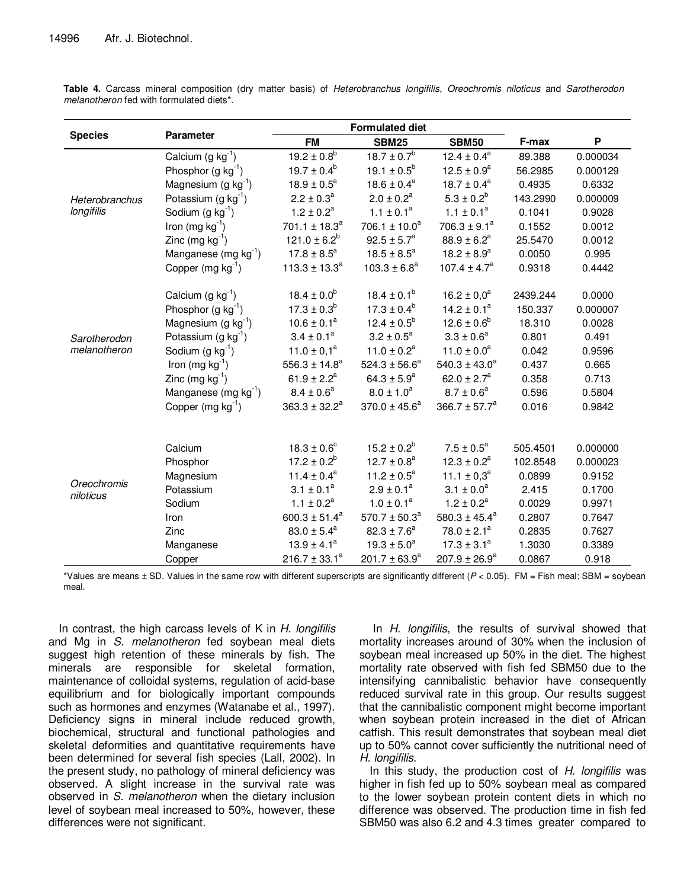**Table 4.** Carcass mineral composition (dry matter basis) of *Heterobranchus longifilis*, *Oreochromis niloticus* and *Sarotherodon melanotheron* fed with formulated diets*.

| Species | Parameter | Formulated diet | | | F-max | P |
|---|---|---|---|---|---|---|
| | | FM | SBM25 | SBM50 | | |
| *Heterobranchus longifilis* | Calcium (g kg$^{-1}$) | $19.2 \pm 0.8^b$ | $18.7 \pm 0.7^b$ | $12.4 \pm 0.4^a$ | 89.388 | 0.000034 |
| | Phosphor (g kg$^{-1}$) | $19.7 \pm 0.4^b$ | $19.1 \pm 0.5^b$ | $12.5 \pm 0.9^a$ | 56.2985 | 0.000129 |
| | Magnesium (g kg$^{-1}$) | $18.9 \pm 0.5^a$ | $18.6 \pm 0.4^a$ | $18.7 \pm 0.4^a$ | 0.4935 | 0.6332 |
| | Potassium (g kg$^{-1}$) | $2.2 \pm 0.3^a$ | $2.0 \pm 0.2^a$ | $5.3 \pm 0.2^b$ | 143.2990 | 0.000009 |
| | Sodium (g kg$^{-1}$) | $1.2 \pm 0.2^a$ | $1.1 \pm 0.1^a$ | $1.1 \pm 0.1^a$ | 0.1041 | 0.9028 |
| | Iron (mg kg$^{-1}$) | $701.1 \pm 18.3^a$ | $706.1 \pm 10.0^a$ | $706.3 \pm 9.1^a$ | 0.1552 | 0.0012 |
| | Zinc (mg kg$^{-1}$) | $121.0 \pm 6.2^b$ | $92.5 \pm 5.7^a$ | $88.9 \pm 6.2^a$ | 25.5470 | 0.0012 |
| | Manganese (mg kg$^{-1}$) | $17.8 \pm 8.5^a$ | $18.5 \pm 8.5^a$ | $18.2 \pm 8.9^a$ | 0.0050 | 0.995 |
| | Copper (mg kg$^{-1}$) | $113.3 \pm 13.3^a$ | $103.3 \pm 6.8^a$ | $107.4 \pm 4.7^a$ | 0.9318 | 0.4442 |
| *Sarotherodon melanotheron* | Calcium (g kg$^{-1}$) | $18.4 \pm 0.0^b$ | $18.4 \pm 0.1^b$ | $16.2 \pm 0,0^a$ | 2439.244 | 0.0000 |
| | Phosphor (g kg$^{-1}$) | $17.3 \pm 0.3^b$ | $17.3 \pm 0.4^b$ | $14.2 \pm 0.1^a$ | 150.337 | 0.000007 |
| | Magnesium (g kg$^{-1}$) | $10.6 \pm 0.1^a$ | $12.4 \pm 0.5^b$ | $12.6 \pm 0.6^b$ | 18.310 | 0.0028 |
| | Potassium (g kg$^{-1}$) | $3.4 \pm 0.1^a$ | $3.2 \pm 0.5^a$ | $3.3 \pm 0.6^a$ | 0.801 | 0.491 |
| | Sodium (g kg$^{-1}$) | $11.0 \pm 0,1^a$ | $11.0 \pm 0.2^a$ | $11.0 \pm 0.0^a$ | 0.042 | 0.9596 |
| | Iron (mg kg$^{-1}$) | $556.3 \pm 14.8^a$ | $524.3 \pm 56.6^a$ | $540.3 \pm 43.0^a$ | 0.437 | 0.665 |
| | Zinc (mg kg$^{-1}$) | $61.9 \pm 2.2^a$ | $64.3 \pm 5.9^a$ | $62.0 \pm 2.7^a$ | 0.358 | 0.713 |
| | Manganese (mg kg$^{-1}$) | $8.4 \pm 0.6^a$ | $8.0 \pm 1.0^a$ | $8.7 \pm 0.6^a$ | 0.596 | 0.5804 |
| | Copper (mg kg$^{-1}$) | $363.3 \pm 32.2^a$ | $370.0 \pm 45.6^a$ | $366.7 \pm 57.7^a$ | 0.016 | 0.9842 |
| *Oreochromis niloticus* | Calcium | $18.3 \pm 0.6^c$ | $15.2 \pm 0.2^b$ | $7.5 \pm 0.5^a$ | 505.4501 | 0.000000 |
| | Phosphor | $17.2 \pm 0.2^b$ | $12.7 \pm 0.8^a$ | $12.3 \pm 0.2^a$ | 102.8548 | 0.000023 |
| | Magnesium | $11.4 \pm 0.4^a$ | $11.2 \pm 0.5^a$ | $11.1 \pm 0,3^a$ | 0.0899 | 0.9152 |
| | Potassium | $3.1 \pm 0.1^a$ | $2.9 \pm 0.1^a$ | $3.1 \pm 0.0^a$ | 2.415 | 0.1700 |
| | Sodium | $1.1 \pm 0.2^a$ | $1.0 \pm 0.1^a$ | $1.2 \pm 0.2^a$ | 0.0029 | 0.9971 |
| | Iron | $600.3 \pm 51.4^a$ | $570.7 \pm 50.3^a$ | $580.3 \pm 45.4^a$ | 0.2807 | 0.7647 |
| | Zinc | $83.0 \pm 5.4^a$ | $82.3 \pm 7.6^a$ | $78.0 \pm 2.1^a$ | 0.2835 | 0.7627 |
| | Manganese | $13.9 \pm 4.1^a$ | $19.3 \pm 5.0^a$ | $17.3 \pm 3.1^a$ | 1.3030 | 0.3389 |
| | Copper | $216.7 \pm 33.1^a$ | $201.7 \pm 63.9^a$ | $207.9 \pm 26.9^a$ | 0.0867 | 0.918 |

*Values are means ± SD. Values in the same row with different superscripts are significantly different ($P < 0.05$). FM = Fish meal; SBM = soybean meal.

In contrast, the high carcass levels of K in *H. longifilis* and Mg in *S. melanotheron* fed soybean meal diets suggest high retention of these minerals by fish. The minerals are responsible for skeletal formation, maintenance of colloidal systems, regulation of acid-base equilibrium and for biologically important compounds such as hormones and enzymes (Watanabe et al., 1997). Deficiency signs in mineral include reduced growth, biochemical, structural and functional pathologies and skeletal deformities and quantitative requirements have been determined for several fish species (Lall, 2002). In the present study, no pathology of mineral deficiency was observed. A slight increase in the survival rate was observed in *S. melanotheron* when the dietary inclusion level of soybean meal increased to 50%, however, these differences were not significant.

In *H. longifilis*, the results of survival showed that mortality increases around of 30% when the inclusion of soybean meal increased up 50% in the diet. The highest mortality rate observed with fish fed SBM50 due to the intensifying cannibalistic behavior have consequently reduced survival rate in this group. Our results suggest that the cannibalistic component might become important when soybean protein increased in the diet of African catfish. This result demonstrates that soybean meal diet up to 50% cannot cover sufficiently the nutritional need of *H. longifilis*.

In this study, the production cost of *H. longifilis* was higher in fish fed up to 50% soybean meal as compared to the lower soybean protein content diets in which no difference was observed. The production time in fish fed SBM50 was also 6.2 and 4.3 times greater compared to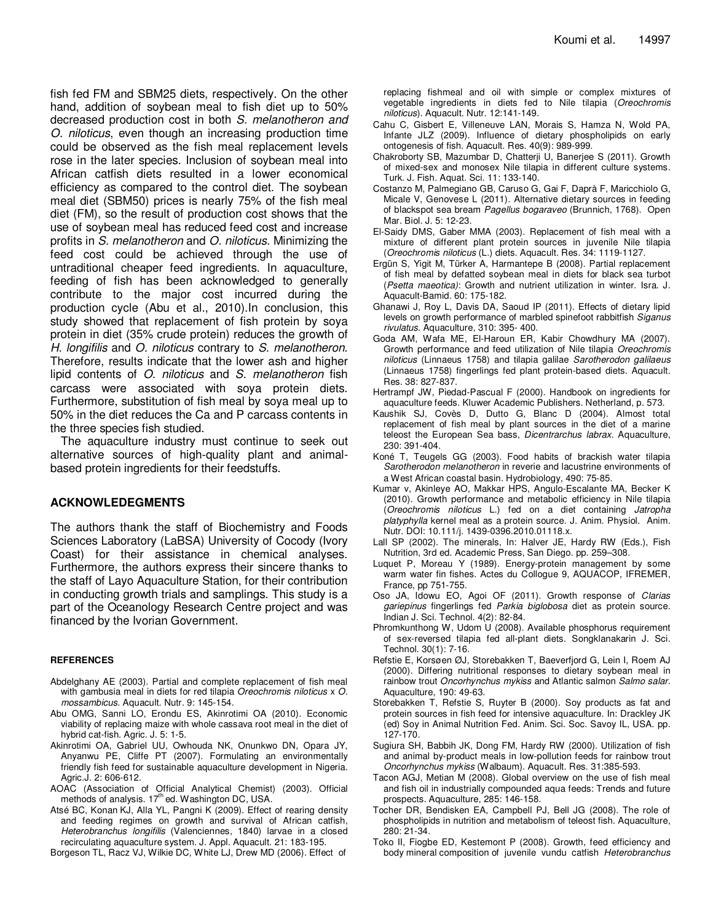fish fed FM and SBM25 diets, respectively. On the other hand, addition of soybean meal to fish diet up to 50% decreased production cost in both *S. melanotheron and O. niloticus*, even though an increasing production time could be observed as the fish meal replacement levels rose in the later species. Inclusion of soybean meal into African catfish diets resulted in a lower economical efficiency as compared to the control diet. The soybean meal diet (SBM50) prices is nearly 75% of the fish meal diet (FM), so the result of production cost shows that the use of soybean meal has reduced feed cost and increase profits in *S. melanotheron* and *O. niloticus*. Minimizing the feed cost could be achieved through the use of untraditional cheaper feed ingredients. In aquaculture, feeding of fish has been acknowledged to generally contribute to the major cost incurred during the production cycle (Abu et al., 2010).In conclusion, this study showed that replacement of fish protein by soya protein in diet (35% crude protein) reduces the growth of *H. longifilis* and *O. niloticus* contrary to *S. melanotheron*. Therefore, results indicate that the lower ash and higher lipid contents of *O. niloticus* and *S. melanotheron* fish carcass were associated with soya protein diets. Furthermore, substitution of fish meal by soya meal up to 50% in the diet reduces the Ca and P carcass contents in the three species fish studied.

The aquaculture industry must continue to seek out alternative sources of high-quality plant and animal-based protein ingredients for their feedstuffs.

## ACKNOWLEDGEMENTS

The authors thank the staff of Biochemistry and Foods Sciences Laboratory (LaBSA) University of Cocody (Ivory Coast) for their assistance in chemical analyses. Furthermore, the authors express their sincere thanks to the staff of Layo Aquaculture Station, for their contribution in conducting growth trials and samplings. This study is a part of the Oceanology Research Centre project and was financed by the Ivorian Government.

### REFERENCES

Abdelghany AE (2003). Partial and complete replacement of fish meal with gambusia meal in diets for red tilapia *Oreochromis niloticus* x *O. mossambicus*. Aquacult. Nutr. 9: 145-154.

Abu OMG, Sanni LO, Erondu ES, Akinrotimi OA (2010). Economic viability of replacing maize with whole cassava root meal in the diet of hybrid cat-fish. Agric. J. 5: 1-5.

Akinrotimi OA, Gabriel UU, Owhouda NK, Onunkwo DN, Opara JY, Anyanwu PE, Cliffe PT (2007). Formulating an environmentally friendly fish feed for sustainable aquaculture development in Nigeria. Agric.J. 2: 606-612.

AOAC (Association of Official Analytical Chemist) (2003). Official methods of analysis. 17th ed. Washington DC, USA.

Atsé BC, Konan KJ, Alla YL, Pangni K (2009). Effect of rearing density and feeding regimes on growth and survival of African catfish, *Heterobranchus longifilis* (Valenciennes, 1840) larvae in a closed recirculating aquaculture system. J. Appl. Aquacult. 21: 183-195.

Borgeson TL, Racz VJ, Wilkie DC, White LJ, Drew MD (2006). Effect of replacing fishmeal and oil with simple or complex mixtures of vegetable ingredients in diets fed to Nile tilapia (*Oreochromis niloticus*). Aquacult. Nutr. 12:141-149.

Cahu C, Gisbert E, Villeneuve LAN, Morais S, Hamza N, Wold PA, Infante JLZ (2009). Influence of dietary phospholipids on early ontogenesis of fish. Aquacult. Res. 40(9): 989-999.

Chakroborty SB, Mazumbar D, Chatterji U, Banerjee S (2011). Growth of mixed-sex and monosex Nile tilapia in different culture systems. Turk. J. Fish. Aquat. Sci. 11: 133-140.

Costanzo M, Palmegiano GB, Caruso G, Gai F, Daprà F, Maricchiolo G, Micale V, Genovese L (2011). Alternative dietary sources in feeding of blackspot sea bream *Pagellus bogaraveo* (Brunnich, 1768). Open Mar. Biol. J. 5: 12-23.

El-Saidy DMS, Gaber MMA (2003). Replacement of fish meal with a mixture of different plant protein sources in juvenile Nile tilapia (*Oreochromis niloticus* (L.) diets. Aquacult. Res. 34: 1119-1127.

Ergün S, Yigit M, Türker A, Harmantepe B (2008). Partial replacement of fish meal by defatted soybean meal in diets for black sea turbot (*Psetta maeotica)*: Growth and nutrient utilization in winter. Isra. J. Aquacult-Bamid. 60: 175-182.

Ghanawi J, Roy L, Davis DA, Saoud IP (2011). Effects of dietary lipid levels on growth performance of marbled spinefoot rabbitfish *Siganus rivulatus*. Aquaculture, 310: 395- 400.

Goda AM, Wafa ME, El-Haroun ER, Kabir Chowdhury MA (2007). Growth performance and feed utilization of Nile tilapia *Oreochromis niloticus* (Linnaeus 1758) and tilapia galilae *Sarotherodon galilaeus* (Linnaeus 1758) fingerlings fed plant protein-based diets. Aquacult. Res. 38: 827-837.

Hertrampf JW, Piedad-Pascual F (2000). Handbook on ingredients for aquaculture feeds. Kluwer Academic Publishers. Netherland, p. 573.

Kaushik SJ, Covès D, Dutto G, Blanc D (2004). Almost total replacement of fish meal by plant sources in the diet of a marine teleost the European Sea bass, *Dicentrarchus labrax*. Aquaculture, 230: 391-404.

Koné T, Teugels GG (2003). Food habits of brackish water tilapia *Sarotherodon melanotheron* in reverie and lacustrine environments of a West African coastal basin. Hydrobiology, 490: 75-85.

Kumar v, Akinleye AO, Makkar HPS, Angulo-Escalante MA, Becker K (2010). Growth performance and metabolic efficiency in Nile tilapia (*Oreochromis niloticus* L.) fed on a diet containing *Jatropha platyphylla* kernel meal as a protein source. J. Anim. Physiol. Anim. Nutr. DOI: 10.111/j. 1439-0396.2010.01118.x.

Lall SP (2002). The minerals, In: Halver JE, Hardy RW (Eds.), Fish Nutrition, 3rd ed. Academic Press, San Diego. pp. 259–308.

Luquet P, Moreau Y (1989). Energy-protein management by some warm water fin fishes. Actes du Collogue 9, AQUACOP, IFREMER, France, pp 751-755.

Oso JA, Idowu EO, Agoi OF (2011). Growth response of *Clarias gariepinus* fingerlings fed *Parkia biglobosa* diet as protein source. Indian J. Sci. Technol. 4(2): 82-84.

Phromkunthong W, Udom U (2008). Available phosphorus requirement of sex-reversed tilapia fed all-plant diets. Songklanakarin J. Sci. Technol. 30(1): 7-16.

Refstie E, Korsøen ØJ, Storebakken T, Baeverfjord G, Lein I, Roem AJ (2000). Differing nutritional responses to dietary soybean meal in rainbow trout *Oncorhynchus mykiss* and Atlantic salmon *Salmo salar*. Aquaculture, 190: 49-63.

Storebakken T, Refstie S, Ruyter B (2000). Soy products as fat and protein sources in fish feed for intensive aquaculture. In: Drackley JK (ed) Soy in Animal Nutrition Fed. Anim. Sci. Soc. Savoy IL, USA. pp. 127-170.

Sugiura SH, Babbih JK, Dong FM, Hardy RW (2000). Utilization of fish and animal by-product meals in low-pollution feeds for rainbow trout *Oncorhynchus mykiss* (Walbaum). Aquacult. Res. 31:385-593.

Tacon AGJ, Metian M (2008). Global overview on the use of fish meal and fish oil in industrially compounded aqua feeds: Trends and future prospects. Aquaculture, 285: 146-158.

Tocher DR, Bendisken EA, Campbell PJ, Bell JG (2008). The role of phospholipids in nutrition and metabolism of teleost fish. Aquaculture, 280: 21-34.

Toko II, Fiogbe ED, Kestemont P (2008). Growth, feed efficiency and body mineral composition of juvenile vundu catfish *Heterobranchus*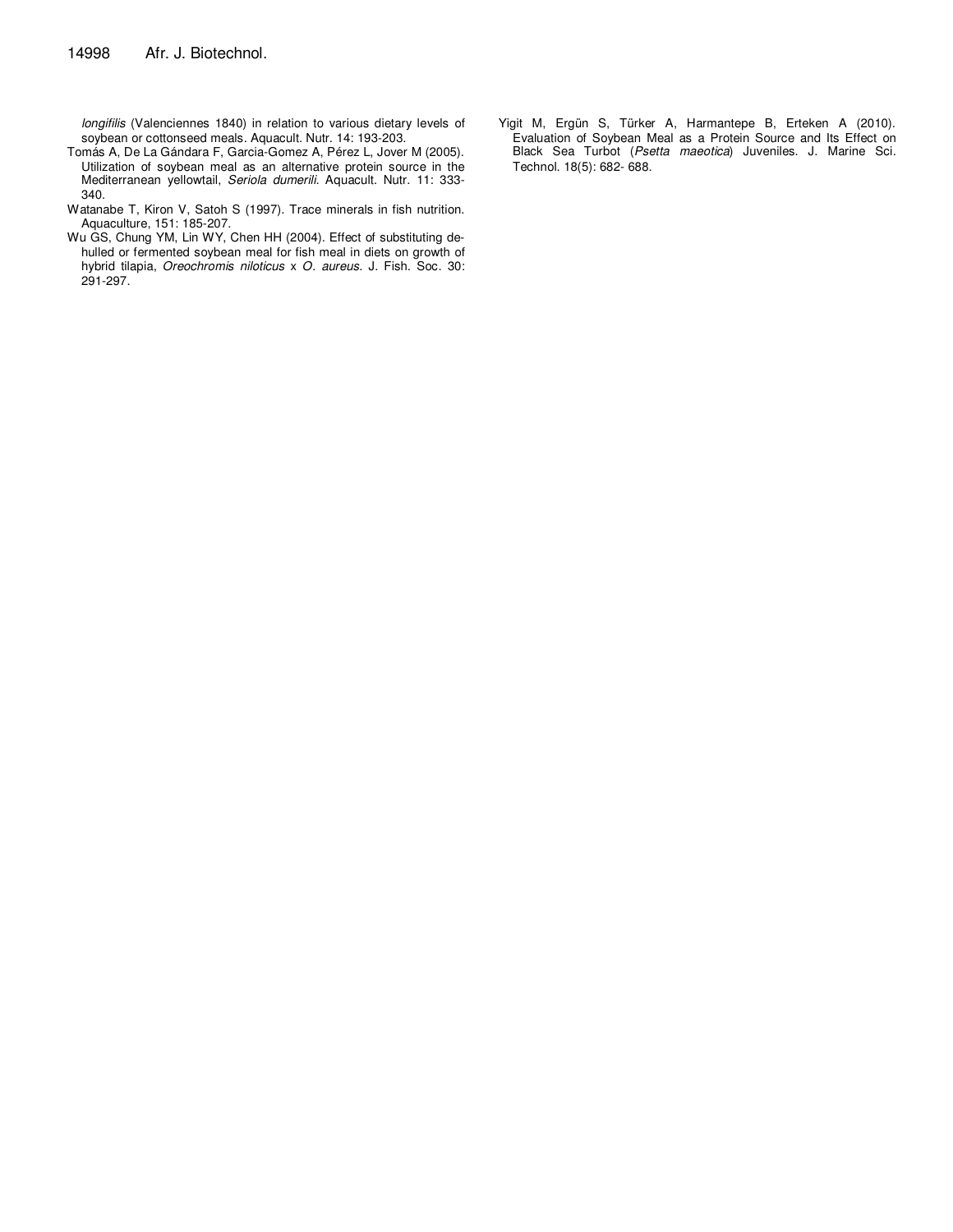*longifilis* (Valenciennes 1840) in relation to various dietary levels of soybean or cottonseed meals. Aquacult. Nutr. 14: 193-203.

Tomás A, De La Gándara F, Garcia-Gomez A, Pérez L, Jover M (2005). Utilization of soybean meal as an alternative protein source in the Mediterranean yellowtail, *Seriola dumerili*. Aquacult. Nutr. 11: 333-340.

Watanabe T, Kiron V, Satoh S (1997). Trace minerals in fish nutrition. Aquaculture, 151: 185-207.

Wu GS, Chung YM, Lin WY, Chen HH (2004). Effect of substituting de-hulled or fermented soybean meal for fish meal in diets on growth of hybrid tilapia, *Oreochromis niloticus* x *O. aureus*. J. Fish. Soc. 30: 291-297.

Yigit M, Ergün S, Türker A, Harmantepe B, Erteken A (2010). Evaluation of Soybean Meal as a Protein Source and Its Effect on Black Sea Turbot (*Psetta maeotica*) Juveniles. J. Marine Sci. Technol. 18(5): 682- 688.